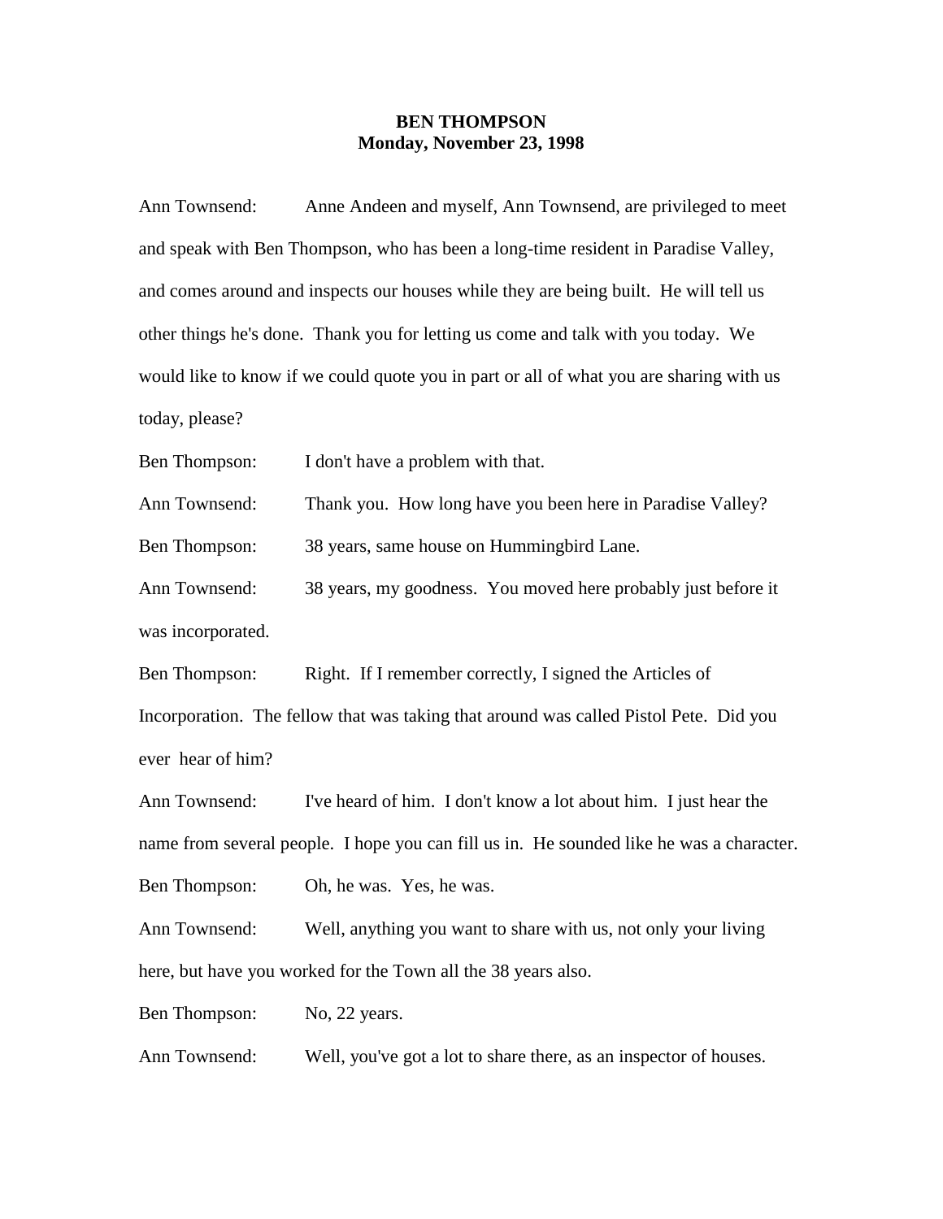**BEN THOMPSON**
**Monday, November 23, 1998**

Ann Townsend: Anne Andeen and myself, Ann Townsend, are privileged to meet and speak with Ben Thompson, who has been a long-time resident in Paradise Valley, and comes around and inspects our houses while they are being built. He will tell us other things he's done. Thank you for letting us come and talk with you today. We would like to know if we could quote you in part or all of what you are sharing with us today, please?

Ben Thompson: I don't have a problem with that.

Ann Townsend: Thank you. How long have you been here in Paradise Valley?

Ben Thompson: 38 years, same house on Hummingbird Lane.

Ann Townsend: 38 years, my goodness. You moved here probably just before it was incorporated.

Ben Thompson: Right. If I remember correctly, I signed the Articles of Incorporation. The fellow that was taking that around was called Pistol Pete. Did you ever hear of him?

Ann Townsend: I've heard of him. I don't know a lot about him. I just hear the name from several people. I hope you can fill us in. He sounded like he was a character.

Ben Thompson: Oh, he was. Yes, he was.

Ann Townsend: Well, anything you want to share with us, not only your living here, but have you worked for the Town all the 38 years also.

Ben Thompson: No, 22 years.

Ann Townsend: Well, you've got a lot to share there, as an inspector of houses.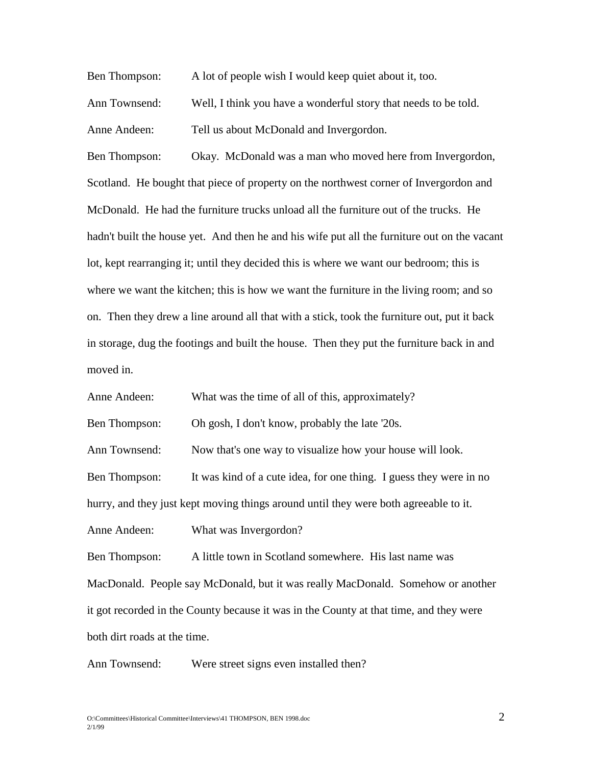Ben Thompson: A lot of people wish I would keep quiet about it, too.

Ann Townsend: Well, I think you have a wonderful story that needs to be told.

Anne Andeen: Tell us about McDonald and Invergordon.

Ben Thompson: Okay. McDonald was a man who moved here from Invergordon, Scotland. He bought that piece of property on the northwest corner of Invergordon and McDonald. He had the furniture trucks unload all the furniture out of the trucks. He hadn't built the house yet. And then he and his wife put all the furniture out on the vacant lot, kept rearranging it; until they decided this is where we want our bedroom; this is where we want the kitchen; this is how we want the furniture in the living room; and so on. Then they drew a line around all that with a stick, took the furniture out, put it back in storage, dug the footings and built the house. Then they put the furniture back in and moved in.

Anne Andeen: What was the time of all of this, approximately?

Ben Thompson: Oh gosh, I don't know, probably the late '20s.

Ann Townsend: Now that's one way to visualize how your house will look.

Ben Thompson: It was kind of a cute idea, for one thing. I guess they were in no hurry, and they just kept moving things around until they were both agreeable to it.

Anne Andeen: What was Invergordon?

Ben Thompson: A little town in Scotland somewhere. His last name was MacDonald. People say McDonald, but it was really MacDonald. Somehow or another it got recorded in the County because it was in the County at that time, and they were both dirt roads at the time.

Ann Townsend: Were street signs even installed then?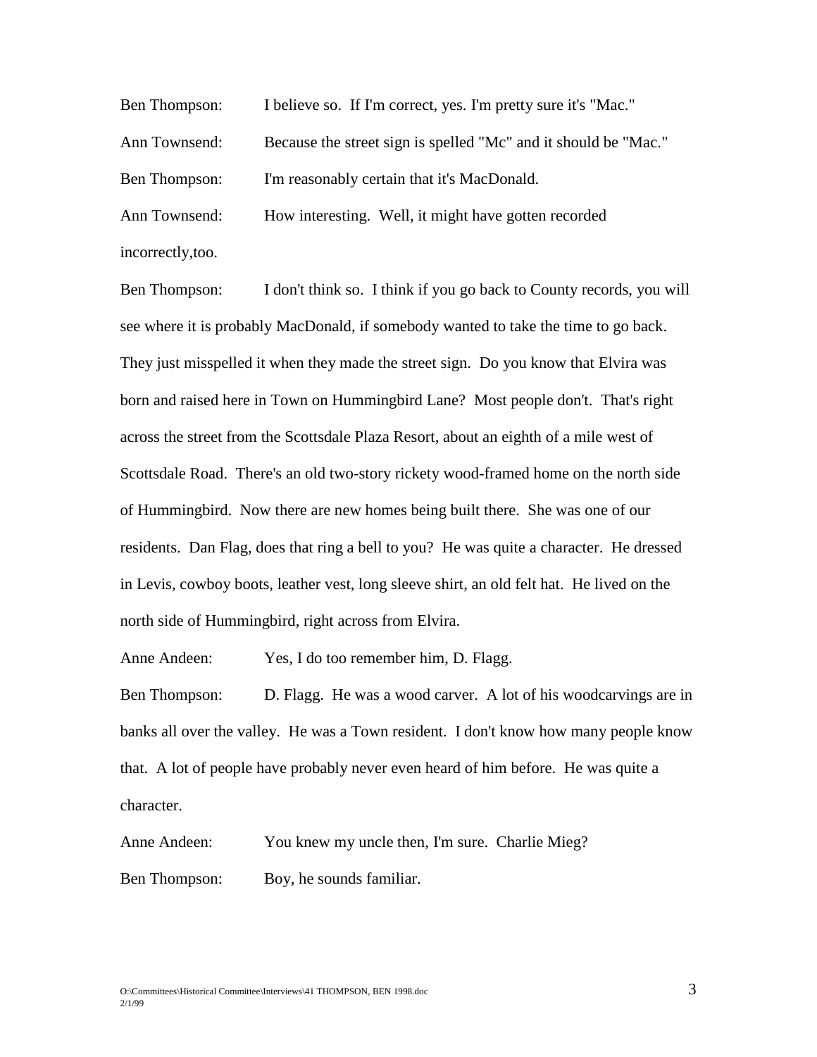Ben Thompson: I believe so. If I'm correct, yes. I'm pretty sure it's "Mac."

Ann Townsend: Because the street sign is spelled "Mc" and it should be "Mac."

Ben Thompson: I'm reasonably certain that it's MacDonald.

Ann Townsend: How interesting. Well, it might have gotten recorded incorrectly,too.

Ben Thompson: I don't think so. I think if you go back to County records, you will see where it is probably MacDonald, if somebody wanted to take the time to go back. They just misspelled it when they made the street sign. Do you know that Elvira was born and raised here in Town on Hummingbird Lane? Most people don't. That's right across the street from the Scottsdale Plaza Resort, about an eighth of a mile west of Scottsdale Road. There's an old two-story rickety wood-framed home on the north side of Hummingbird. Now there are new homes being built there. She was one of our residents. Dan Flag, does that ring a bell to you? He was quite a character. He dressed in Levis, cowboy boots, leather vest, long sleeve shirt, an old felt hat. He lived on the north side of Hummingbird, right across from Elvira.

Anne Andeen: Yes, I do too remember him, D. Flagg.

Ben Thompson: D. Flagg. He was a wood carver. A lot of his woodcarvings are in banks all over the valley. He was a Town resident. I don't know how many people know that. A lot of people have probably never even heard of him before. He was quite a character.

Anne Andeen: You knew my uncle then, I'm sure. Charlie Mieg?

Ben Thompson: Boy, he sounds familiar.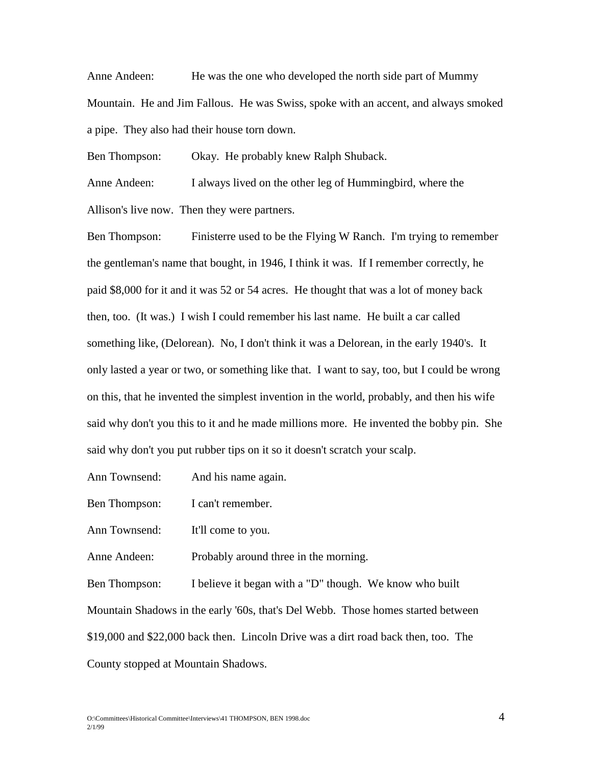Anne Andeen: He was the one who developed the north side part of Mummy Mountain. He and Jim Fallous. He was Swiss, spoke with an accent, and always smoked a pipe. They also had their house torn down.

Ben Thompson: Okay. He probably knew Ralph Shuback.

Anne Andeen: I always lived on the other leg of Hummingbird, where the Allison's live now. Then they were partners.

Ben Thompson: Finisterre used to be the Flying W Ranch. I'm trying to remember the gentleman's name that bought, in 1946, I think it was. If I remember correctly, he paid $8,000 for it and it was 52 or 54 acres. He thought that was a lot of money back then, too. (It was.) I wish I could remember his last name. He built a car called something like, (Delorean). No, I don't think it was a Delorean, in the early 1940's. It only lasted a year or two, or something like that. I want to say, too, but I could be wrong on this, that he invented the simplest invention in the world, probably, and then his wife said why don't you this to it and he made millions more. He invented the bobby pin. She said why don't you put rubber tips on it so it doesn't scratch your scalp.

Ann Townsend: And his name again.

Ben Thompson: I can't remember.

Ann Townsend: It'll come to you.

Anne Andeen: Probably around three in the morning.

Ben Thompson: I believe it began with a "D" though. We know who built Mountain Shadows in the early '60s, that's Del Webb. Those homes started between $19,000 and $22,000 back then. Lincoln Drive was a dirt road back then, too. The County stopped at Mountain Shadows.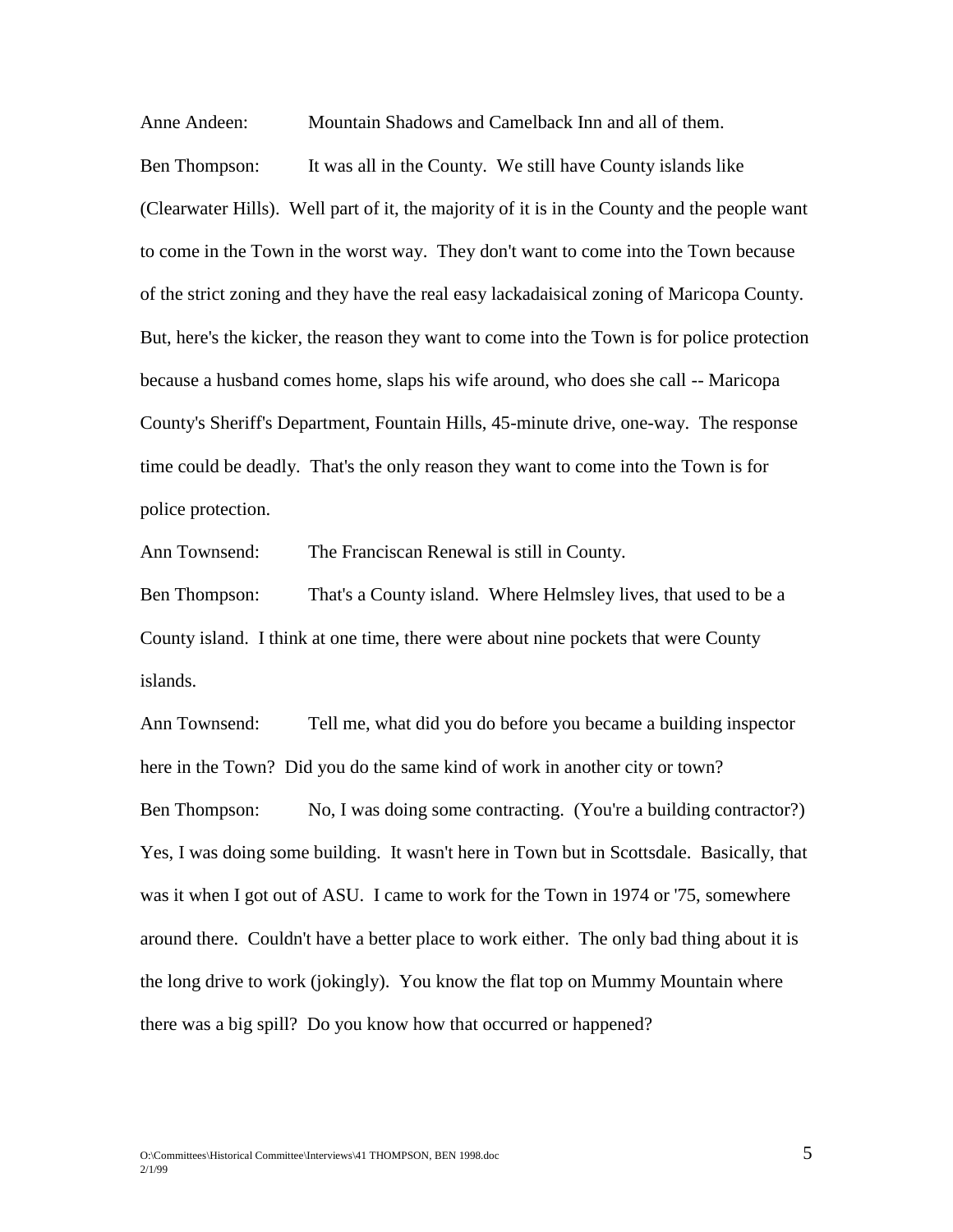Anne Andeen: Mountain Shadows and Camelback Inn and all of them.

Ben Thompson: It was all in the County. We still have County islands like (Clearwater Hills). Well part of it, the majority of it is in the County and the people want to come in the Town in the worst way. They don't want to come into the Town because of the strict zoning and they have the real easy lackadaisical zoning of Maricopa County. But, here's the kicker, the reason they want to come into the Town is for police protection because a husband comes home, slaps his wife around, who does she call -- Maricopa County's Sheriff's Department, Fountain Hills, 45-minute drive, one-way. The response time could be deadly. That's the only reason they want to come into the Town is for police protection.

Ann Townsend: The Franciscan Renewal is still in County.

Ben Thompson: That's a County island. Where Helmsley lives, that used to be a County island. I think at one time, there were about nine pockets that were County islands.

Ann Townsend: Tell me, what did you do before you became a building inspector here in the Town? Did you do the same kind of work in another city or town?

Ben Thompson: No, I was doing some contracting. (You're a building contractor?) Yes, I was doing some building. It wasn't here in Town but in Scottsdale. Basically, that was it when I got out of ASU. I came to work for the Town in 1974 or '75, somewhere around there. Couldn't have a better place to work either. The only bad thing about it is the long drive to work (jokingly). You know the flat top on Mummy Mountain where there was a big spill? Do you know how that occurred or happened?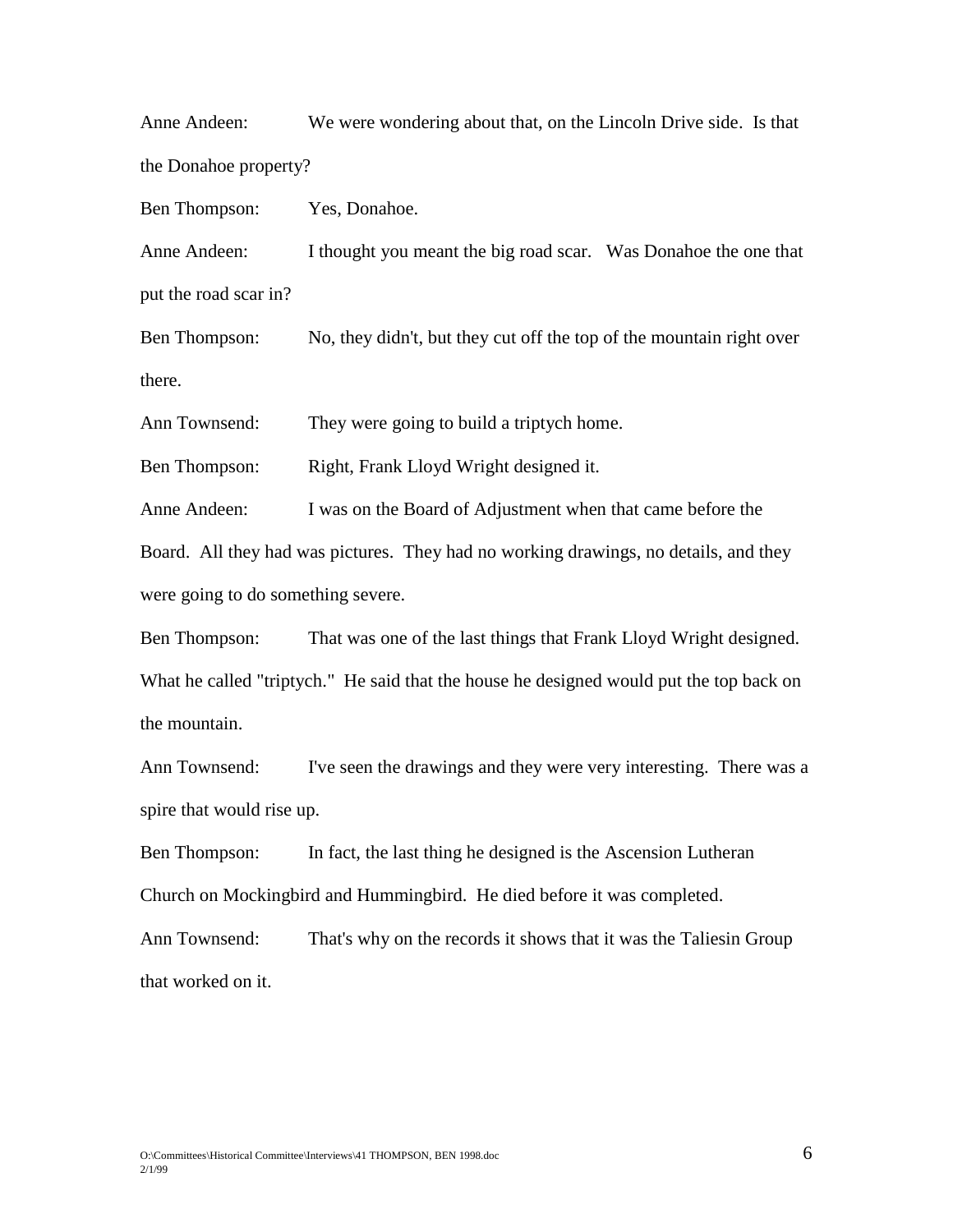Anne Andeen: We were wondering about that, on the Lincoln Drive side. Is that the Donahoe property?

Ben Thompson: Yes, Donahoe.

Anne Andeen: I thought you meant the big road scar. Was Donahoe the one that put the road scar in?

Ben Thompson: No, they didn't, but they cut off the top of the mountain right over there.

Ann Townsend: They were going to build a triptych home.

Ben Thompson: Right, Frank Lloyd Wright designed it.

Anne Andeen: I was on the Board of Adjustment when that came before the Board. All they had was pictures. They had no working drawings, no details, and they were going to do something severe.

Ben Thompson: That was one of the last things that Frank Lloyd Wright designed. What he called "triptych." He said that the house he designed would put the top back on the mountain.

Ann Townsend: I've seen the drawings and they were very interesting. There was a spire that would rise up.

Ben Thompson: In fact, the last thing he designed is the Ascension Lutheran Church on Mockingbird and Hummingbird. He died before it was completed.

Ann Townsend: That's why on the records it shows that it was the Taliesin Group that worked on it.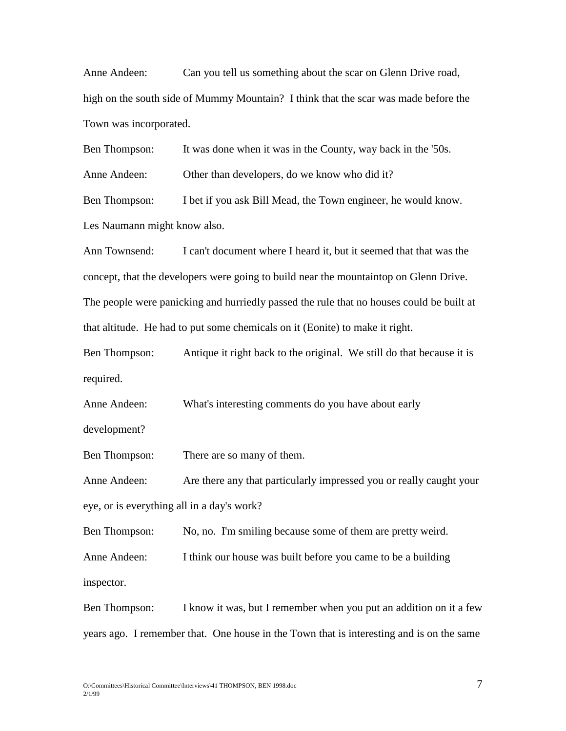Anne Andeen: Can you tell us something about the scar on Glenn Drive road, high on the south side of Mummy Mountain? I think that the scar was made before the Town was incorporated.

Ben Thompson: It was done when it was in the County, way back in the '50s.

Anne Andeen: Other than developers, do we know who did it?

Ben Thompson: I bet if you ask Bill Mead, the Town engineer, he would know. Les Naumann might know also.

Ann Townsend: I can't document where I heard it, but it seemed that that was the concept, that the developers were going to build near the mountaintop on Glenn Drive. The people were panicking and hurriedly passed the rule that no houses could be built at that altitude. He had to put some chemicals on it (Eonite) to make it right.

Ben Thompson: Antique it right back to the original. We still do that because it is required.

Anne Andeen: What's interesting comments do you have about early development?

Ben Thompson: There are so many of them.

Anne Andeen: Are there any that particularly impressed you or really caught your eye, or is everything all in a day's work?

Ben Thompson: No, no. I'm smiling because some of them are pretty weird.

Anne Andeen: I think our house was built before you came to be a building inspector.

Ben Thompson: I know it was, but I remember when you put an addition on it a few years ago. I remember that. One house in the Town that is interesting and is on the same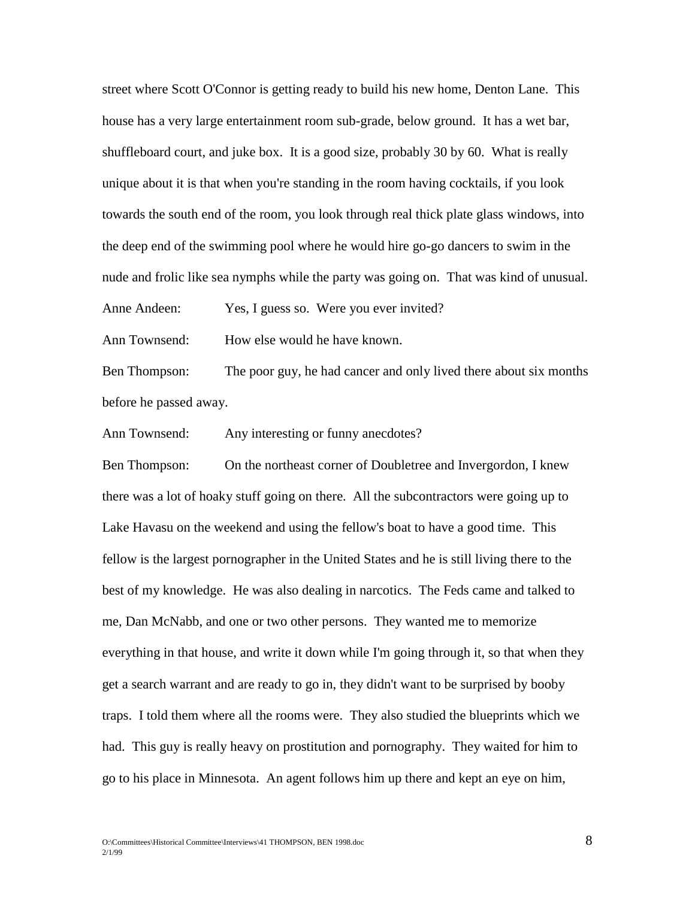street where Scott O'Connor is getting ready to build his new home, Denton Lane. This house has a very large entertainment room sub-grade, below ground. It has a wet bar, shuffleboard court, and juke box. It is a good size, probably 30 by 60. What is really unique about it is that when you're standing in the room having cocktails, if you look towards the south end of the room, you look through real thick plate glass windows, into the deep end of the swimming pool where he would hire go-go dancers to swim in the nude and frolic like sea nymphs while the party was going on. That was kind of unusual.

Anne Andeen: Yes, I guess so. Were you ever invited?

Ann Townsend: How else would he have known.

Ben Thompson: The poor guy, he had cancer and only lived there about six months before he passed away.

Ann Townsend: Any interesting or funny anecdotes?

Ben Thompson: On the northeast corner of Doubletree and Invergordon, I knew there was a lot of hoaky stuff going on there. All the subcontractors were going up to Lake Havasu on the weekend and using the fellow's boat to have a good time. This fellow is the largest pornographer in the United States and he is still living there to the best of my knowledge. He was also dealing in narcotics. The Feds came and talked to me, Dan McNabb, and one or two other persons. They wanted me to memorize everything in that house, and write it down while I'm going through it, so that when they get a search warrant and are ready to go in, they didn't want to be surprised by booby traps. I told them where all the rooms were. They also studied the blueprints which we had. This guy is really heavy on prostitution and pornography. They waited for him to go to his place in Minnesota. An agent follows him up there and kept an eye on him,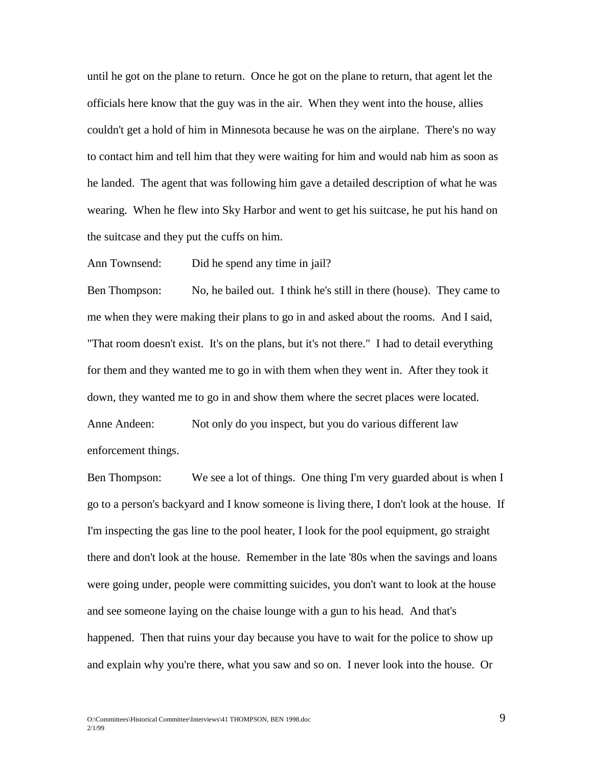until he got on the plane to return. Once he got on the plane to return, that agent let the officials here know that the guy was in the air. When they went into the house, allies couldn't get a hold of him in Minnesota because he was on the airplane. There's no way to contact him and tell him that they were waiting for him and would nab him as soon as he landed. The agent that was following him gave a detailed description of what he was wearing. When he flew into Sky Harbor and went to get his suitcase, he put his hand on the suitcase and they put the cuffs on him.

Ann Townsend: Did he spend any time in jail?

Ben Thompson: No, he bailed out. I think he's still in there (house). They came to me when they were making their plans to go in and asked about the rooms. And I said, "That room doesn't exist. It's on the plans, but it's not there." I had to detail everything for them and they wanted me to go in with them when they went in. After they took it down, they wanted me to go in and show them where the secret places were located.

Anne Andeen: Not only do you inspect, but you do various different law enforcement things.

Ben Thompson: We see a lot of things. One thing I'm very guarded about is when I go to a person's backyard and I know someone is living there, I don't look at the house. If I'm inspecting the gas line to the pool heater, I look for the pool equipment, go straight there and don't look at the house. Remember in the late '80s when the savings and loans were going under, people were committing suicides, you don't want to look at the house and see someone laying on the chaise lounge with a gun to his head. And that's happened. Then that ruins your day because you have to wait for the police to show up and explain why you're there, what you saw and so on. I never look into the house. Or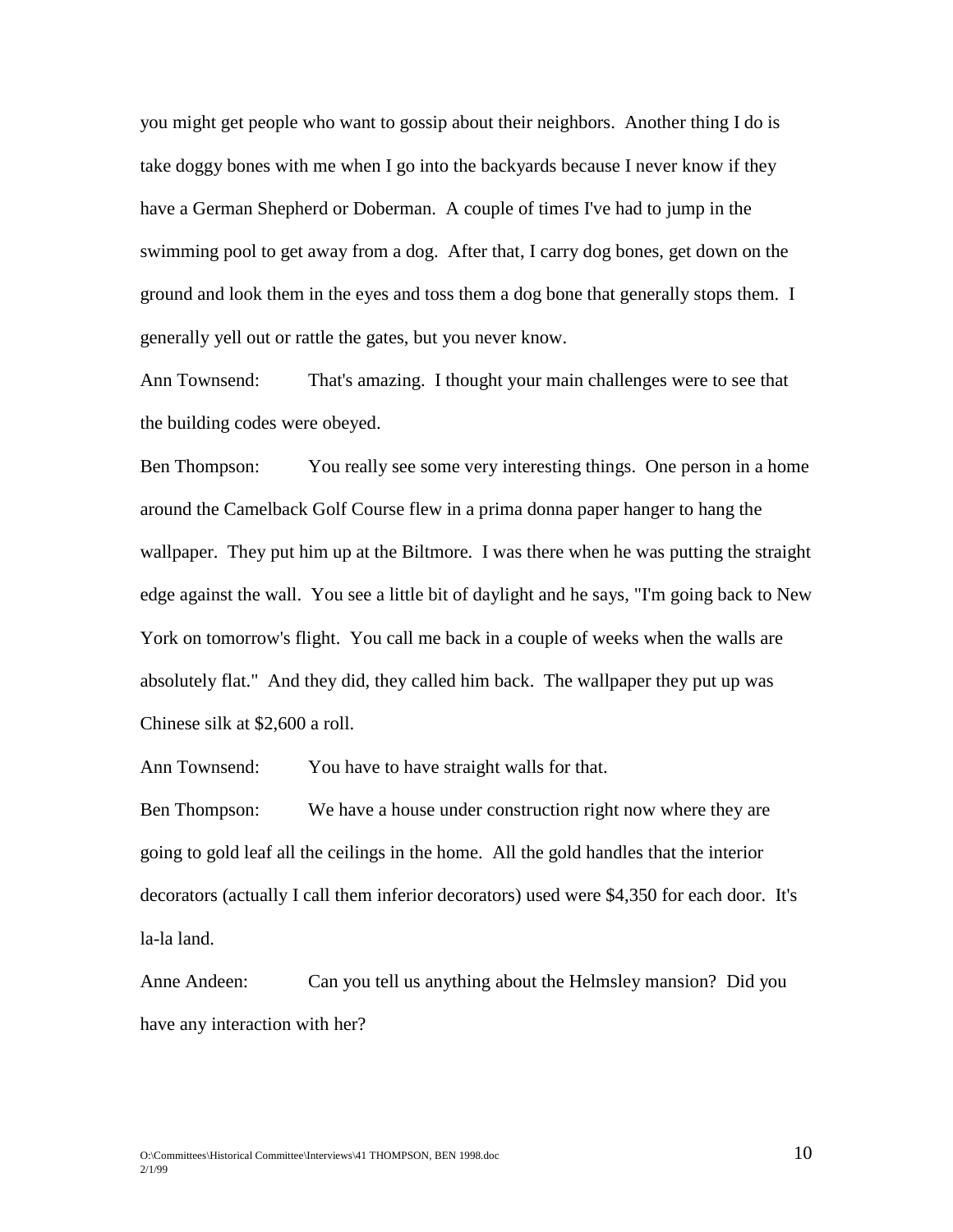you might get people who want to gossip about their neighbors. Another thing I do is take doggy bones with me when I go into the backyards because I never know if they have a German Shepherd or Doberman. A couple of times I've had to jump in the swimming pool to get away from a dog. After that, I carry dog bones, get down on the ground and look them in the eyes and toss them a dog bone that generally stops them. I generally yell out or rattle the gates, but you never know.

Ann Townsend: That's amazing. I thought your main challenges were to see that the building codes were obeyed.

Ben Thompson: You really see some very interesting things. One person in a home around the Camelback Golf Course flew in a prima donna paper hanger to hang the wallpaper. They put him up at the Biltmore. I was there when he was putting the straight edge against the wall. You see a little bit of daylight and he says, "I'm going back to New York on tomorrow's flight. You call me back in a couple of weeks when the walls are absolutely flat." And they did, they called him back. The wallpaper they put up was Chinese silk at $2,600 a roll.

Ann Townsend: You have to have straight walls for that.

Ben Thompson: We have a house under construction right now where they are going to gold leaf all the ceilings in the home. All the gold handles that the interior decorators (actually I call them inferior decorators) used were $4,350 for each door. It's la-la land.

Anne Andeen: Can you tell us anything about the Helmsley mansion? Did you have any interaction with her?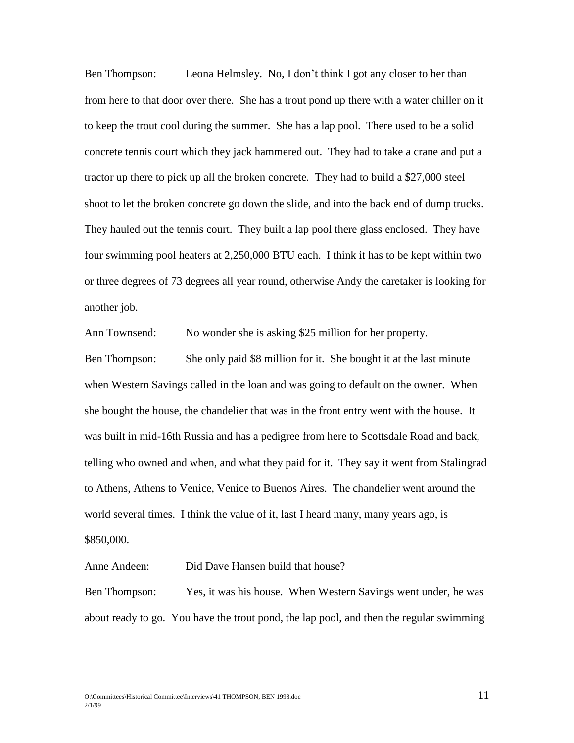Ben Thompson: Leona Helmsley. No, I don't think I got any closer to her than from here to that door over there. She has a trout pond up there with a water chiller on it to keep the trout cool during the summer. She has a lap pool. There used to be a solid concrete tennis court which they jack hammered out. They had to take a crane and put a tractor up there to pick up all the broken concrete. They had to build a $27,000 steel shoot to let the broken concrete go down the slide, and into the back end of dump trucks. They hauled out the tennis court. They built a lap pool there glass enclosed. They have four swimming pool heaters at 2,250,000 BTU each. I think it has to be kept within two or three degrees of 73 degrees all year round, otherwise Andy the caretaker is looking for another job.

Ann Townsend: No wonder she is asking $25 million for her property.

Ben Thompson: She only paid $8 million for it. She bought it at the last minute when Western Savings called in the loan and was going to default on the owner. When she bought the house, the chandelier that was in the front entry went with the house. It was built in mid-16th Russia and has a pedigree from here to Scottsdale Road and back, telling who owned and when, and what they paid for it. They say it went from Stalingrad to Athens, Athens to Venice, Venice to Buenos Aires. The chandelier went around the world several times. I think the value of it, last I heard many, many years ago, is $850,000.

Anne Andeen: Did Dave Hansen build that house?

Ben Thompson: Yes, it was his house. When Western Savings went under, he was about ready to go. You have the trout pond, the lap pool, and then the regular swimming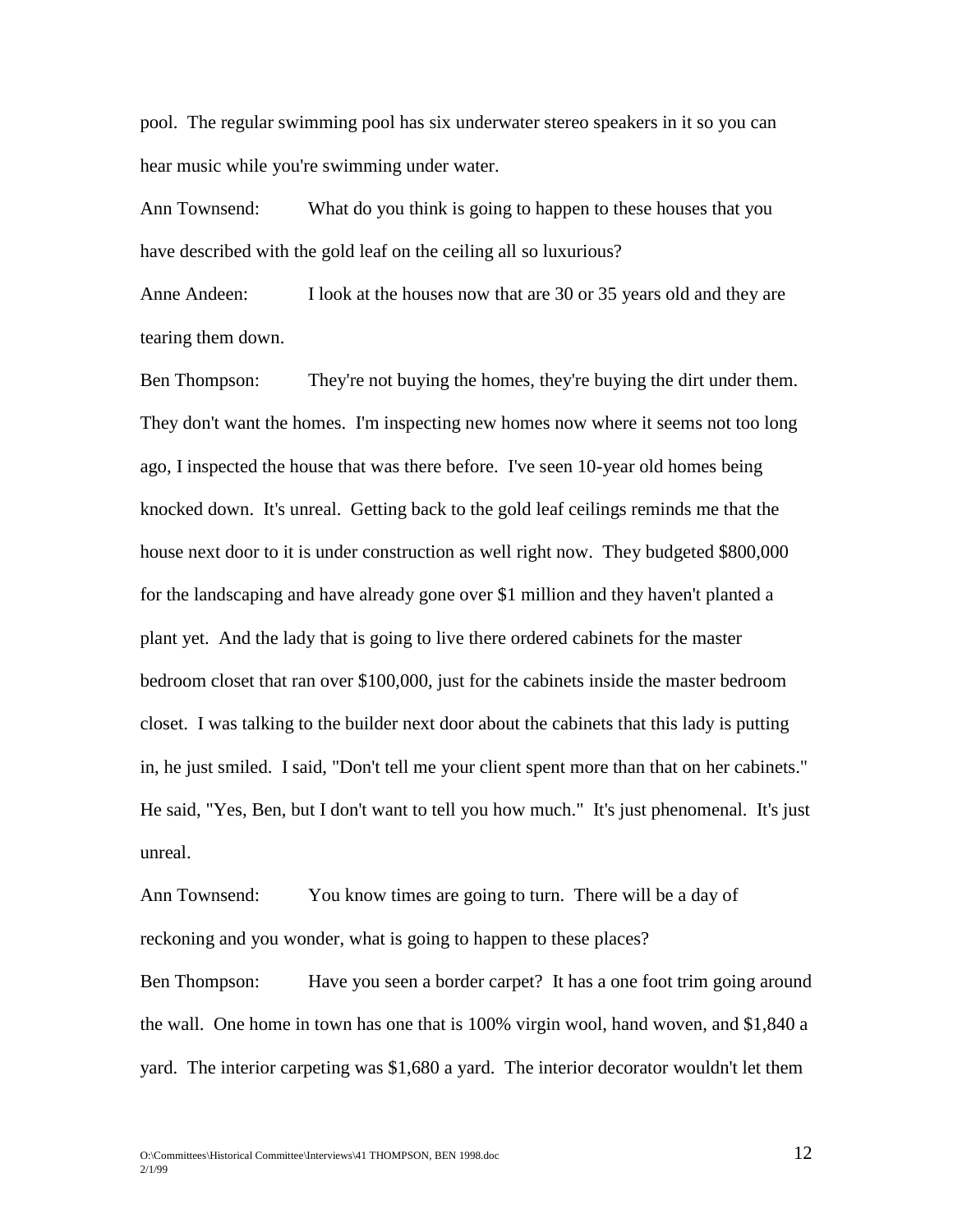pool. The regular swimming pool has six underwater stereo speakers in it so you can hear music while you're swimming under water.

Ann Townsend: What do you think is going to happen to these houses that you have described with the gold leaf on the ceiling all so luxurious?

Anne Andeen: I look at the houses now that are 30 or 35 years old and they are tearing them down.

Ben Thompson: They're not buying the homes, they're buying the dirt under them. They don't want the homes. I'm inspecting new homes now where it seems not too long ago, I inspected the house that was there before. I've seen 10-year old homes being knocked down. It's unreal. Getting back to the gold leaf ceilings reminds me that the house next door to it is under construction as well right now. They budgeted $800,000 for the landscaping and have already gone over $1 million and they haven't planted a plant yet. And the lady that is going to live there ordered cabinets for the master bedroom closet that ran over $100,000, just for the cabinets inside the master bedroom closet. I was talking to the builder next door about the cabinets that this lady is putting in, he just smiled. I said, "Don't tell me your client spent more than that on her cabinets." He said, "Yes, Ben, but I don't want to tell you how much." It's just phenomenal. It's just unreal.

Ann Townsend: You know times are going to turn. There will be a day of reckoning and you wonder, what is going to happen to these places?

Ben Thompson: Have you seen a border carpet? It has a one foot trim going around the wall. One home in town has one that is 100% virgin wool, hand woven, and $1,840 a yard. The interior carpeting was $1,680 a yard. The interior decorator wouldn't let them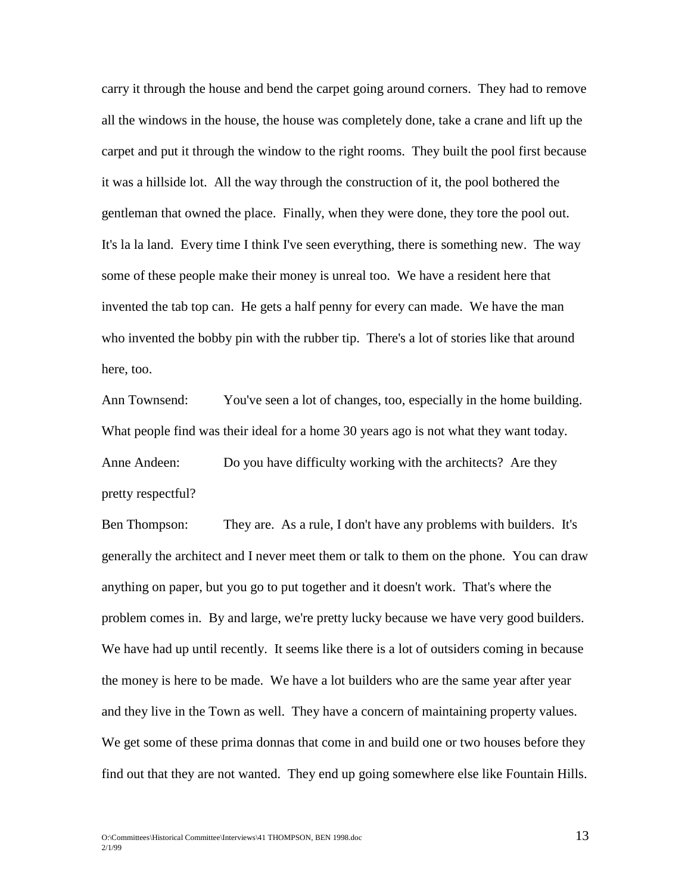carry it through the house and bend the carpet going around corners. They had to remove all the windows in the house, the house was completely done, take a crane and lift up the carpet and put it through the window to the right rooms. They built the pool first because it was a hillside lot. All the way through the construction of it, the pool bothered the gentleman that owned the place. Finally, when they were done, they tore the pool out. It's la la land. Every time I think I've seen everything, there is something new. The way some of these people make their money is unreal too. We have a resident here that invented the tab top can. He gets a half penny for every can made. We have the man who invented the bobby pin with the rubber tip. There's a lot of stories like that around here, too.

Ann Townsend: You've seen a lot of changes, too, especially in the home building. What people find was their ideal for a home 30 years ago is not what they want today.

Anne Andeen: Do you have difficulty working with the architects? Are they pretty respectful?

Ben Thompson: They are. As a rule, I don't have any problems with builders. It's generally the architect and I never meet them or talk to them on the phone. You can draw anything on paper, but you go to put together and it doesn't work. That's where the problem comes in. By and large, we're pretty lucky because we have very good builders. We have had up until recently. It seems like there is a lot of outsiders coming in because the money is here to be made. We have a lot builders who are the same year after year and they live in the Town as well. They have a concern of maintaining property values. We get some of these prima donnas that come in and build one or two houses before they find out that they are not wanted. They end up going somewhere else like Fountain Hills.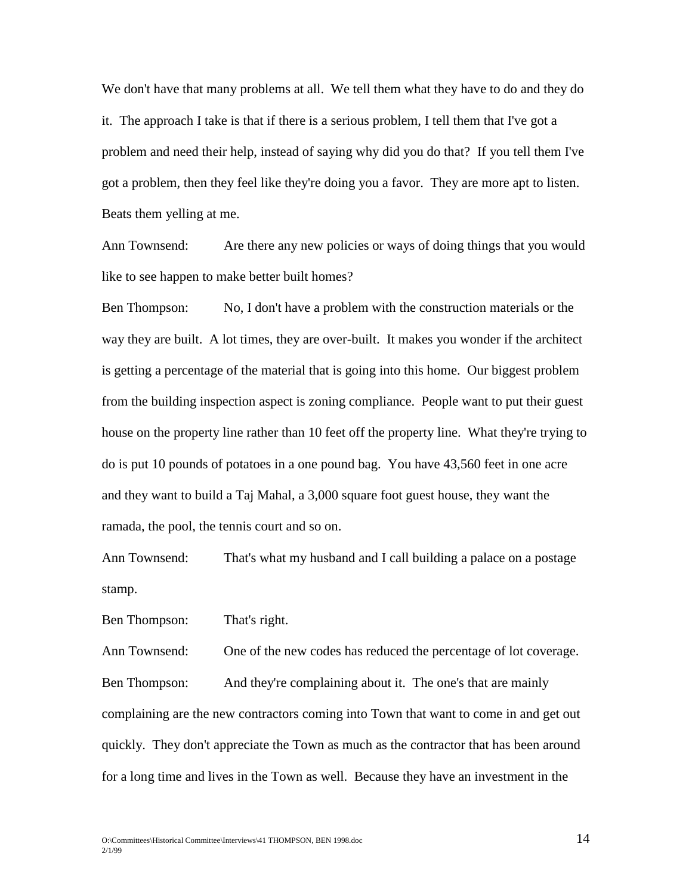We don't have that many problems at all. We tell them what they have to do and they do it. The approach I take is that if there is a serious problem, I tell them that I've got a problem and need their help, instead of saying why did you do that? If you tell them I've got a problem, then they feel like they're doing you a favor. They are more apt to listen. Beats them yelling at me.

Ann Townsend: Are there any new policies or ways of doing things that you would like to see happen to make better built homes?

Ben Thompson: No, I don't have a problem with the construction materials or the way they are built. A lot times, they are over-built. It makes you wonder if the architect is getting a percentage of the material that is going into this home. Our biggest problem from the building inspection aspect is zoning compliance. People want to put their guest house on the property line rather than 10 feet off the property line. What they're trying to do is put 10 pounds of potatoes in a one pound bag. You have 43,560 feet in one acre and they want to build a Taj Mahal, a 3,000 square foot guest house, they want the ramada, the pool, the tennis court and so on.

Ann Townsend: That's what my husband and I call building a palace on a postage stamp.

Ben Thompson: That's right.

Ann Townsend: One of the new codes has reduced the percentage of lot coverage.

Ben Thompson: And they're complaining about it. The one's that are mainly complaining are the new contractors coming into Town that want to come in and get out quickly. They don't appreciate the Town as much as the contractor that has been around for a long time and lives in the Town as well. Because they have an investment in the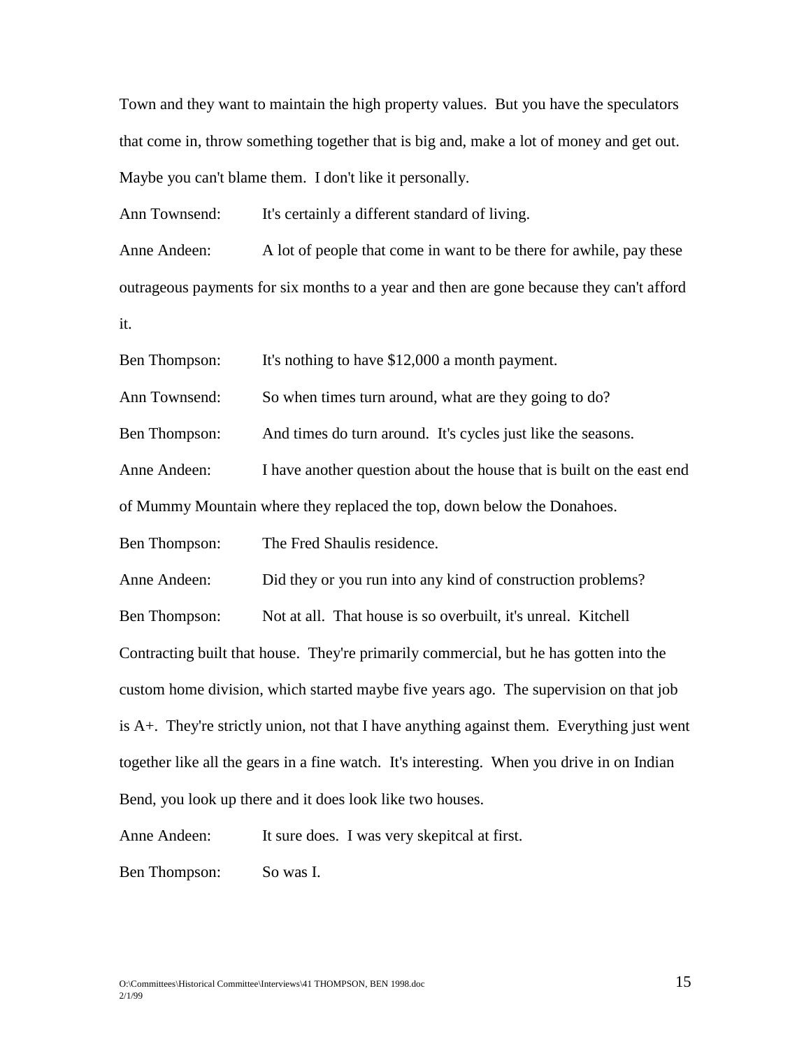Town and they want to maintain the high property values. But you have the speculators that come in, throw something together that is big and, make a lot of money and get out. Maybe you can't blame them. I don't like it personally.

Ann Townsend: It's certainly a different standard of living.

Anne Andeen: A lot of people that come in want to be there for awhile, pay these outrageous payments for six months to a year and then are gone because they can't afford it.

Ben Thompson: It's nothing to have $12,000 a month payment.

Ann Townsend: So when times turn around, what are they going to do?

Ben Thompson: And times do turn around. It's cycles just like the seasons.

Anne Andeen: I have another question about the house that is built on the east end of Mummy Mountain where they replaced the top, down below the Donahoes.

Ben Thompson: The Fred Shaulis residence.

Anne Andeen: Did they or you run into any kind of construction problems?

Ben Thompson: Not at all. That house is so overbuilt, it's unreal. Kitchell Contracting built that house. They're primarily commercial, but he has gotten into the custom home division, which started maybe five years ago. The supervision on that job is A+. They're strictly union, not that I have anything against them. Everything just went together like all the gears in a fine watch. It's interesting. When you drive in on Indian Bend, you look up there and it does look like two houses.

Anne Andeen: It sure does. I was very skepitcal at first.

Ben Thompson: So was I.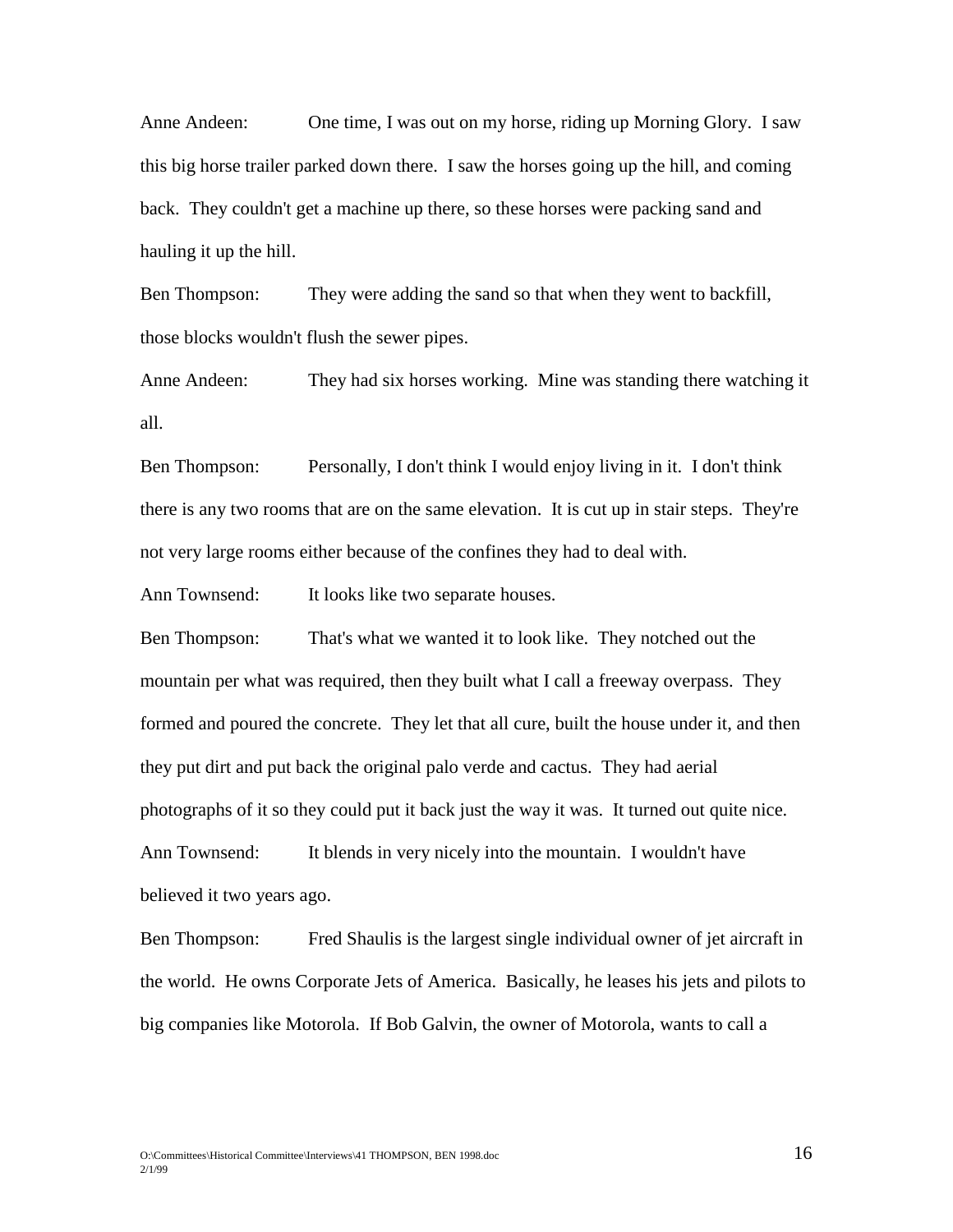Anne Andeen: One time, I was out on my horse, riding up Morning Glory. I saw this big horse trailer parked down there. I saw the horses going up the hill, and coming back. They couldn't get a machine up there, so these horses were packing sand and hauling it up the hill.

Ben Thompson: They were adding the sand so that when they went to backfill, those blocks wouldn't flush the sewer pipes.

Anne Andeen: They had six horses working. Mine was standing there watching it all.

Ben Thompson: Personally, I don't think I would enjoy living in it. I don't think there is any two rooms that are on the same elevation. It is cut up in stair steps. They're not very large rooms either because of the confines they had to deal with.

Ann Townsend: It looks like two separate houses.

Ben Thompson: That's what we wanted it to look like. They notched out the mountain per what was required, then they built what I call a freeway overpass. They formed and poured the concrete. They let that all cure, built the house under it, and then they put dirt and put back the original palo verde and cactus. They had aerial photographs of it so they could put it back just the way it was. It turned out quite nice.

Ann Townsend: It blends in very nicely into the mountain. I wouldn't have believed it two years ago.

Ben Thompson: Fred Shaulis is the largest single individual owner of jet aircraft in the world. He owns Corporate Jets of America. Basically, he leases his jets and pilots to big companies like Motorola. If Bob Galvin, the owner of Motorola, wants to call a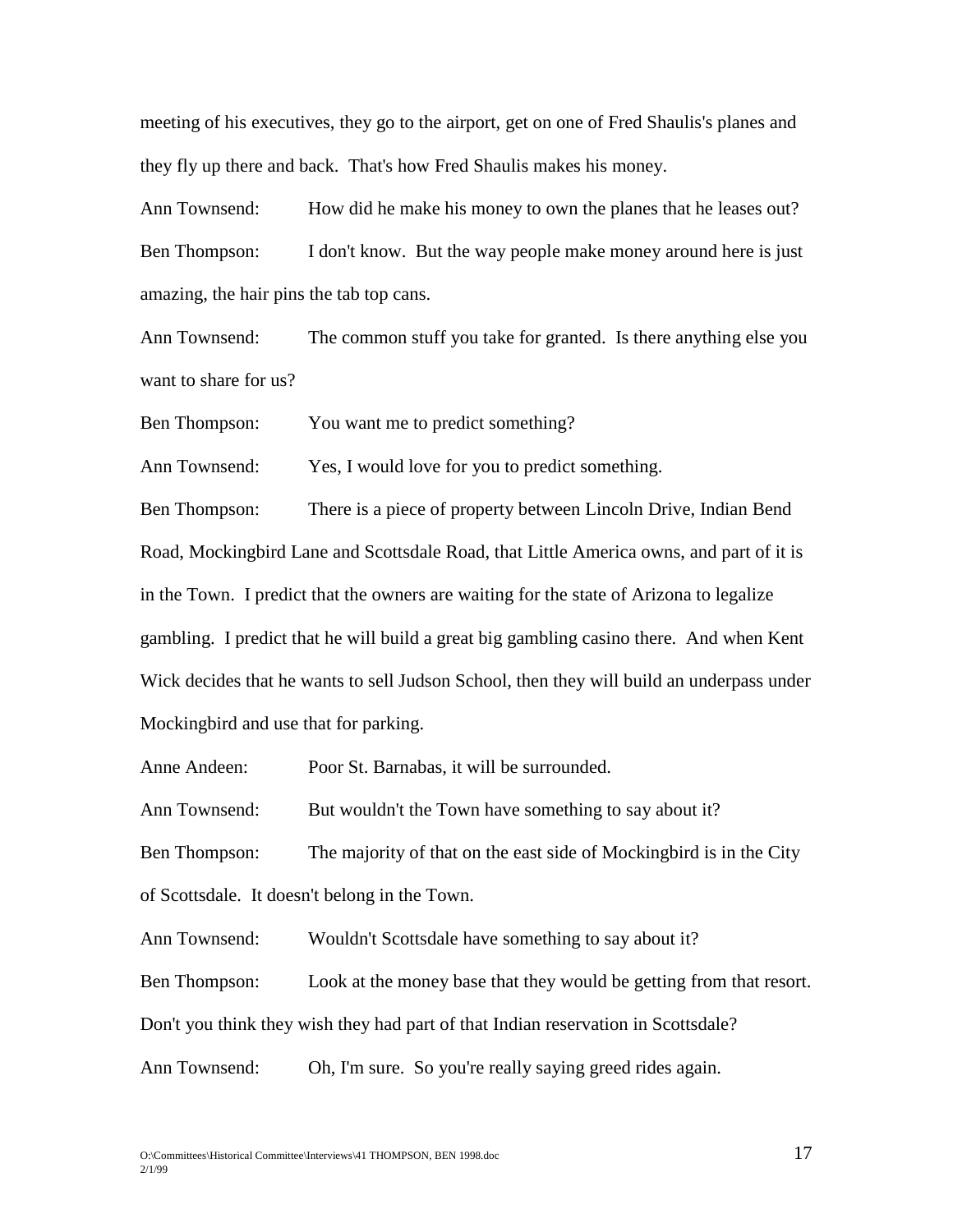meeting of his executives, they go to the airport, get on one of Fred Shaulis's planes and they fly up there and back. That's how Fred Shaulis makes his money.

Ann Townsend: How did he make his money to own the planes that he leases out?

Ben Thompson: I don't know. But the way people make money around here is just amazing, the hair pins the tab top cans.

Ann Townsend: The common stuff you take for granted. Is there anything else you want to share for us?

Ben Thompson: You want me to predict something?

Ann Townsend: Yes, I would love for you to predict something.

Ben Thompson: There is a piece of property between Lincoln Drive, Indian Bend Road, Mockingbird Lane and Scottsdale Road, that Little America owns, and part of it is in the Town. I predict that the owners are waiting for the state of Arizona to legalize gambling. I predict that he will build a great big gambling casino there. And when Kent Wick decides that he wants to sell Judson School, then they will build an underpass under Mockingbird and use that for parking.

Anne Andeen: Poor St. Barnabas, it will be surrounded.

Ann Townsend: But wouldn't the Town have something to say about it?

Ben Thompson: The majority of that on the east side of Mockingbird is in the City of Scottsdale. It doesn't belong in the Town.

Ann Townsend: Wouldn't Scottsdale have something to say about it?

Ben Thompson: Look at the money base that they would be getting from that resort. Don't you think they wish they had part of that Indian reservation in Scottsdale?

Ann Townsend: Oh, I'm sure. So you're really saying greed rides again.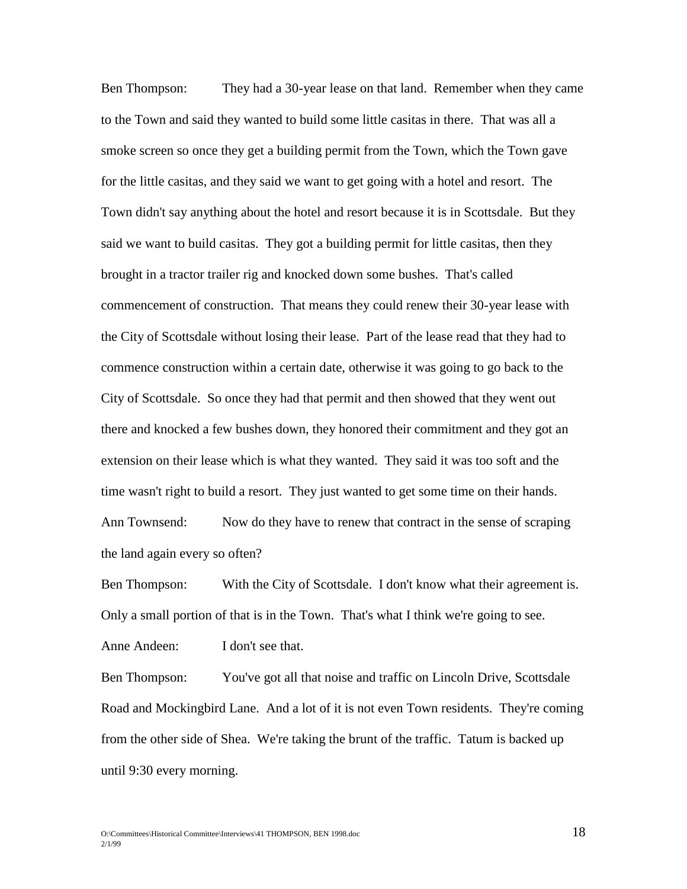Ben Thompson: They had a 30-year lease on that land. Remember when they came to the Town and said they wanted to build some little casitas in there. That was all a smoke screen so once they get a building permit from the Town, which the Town gave for the little casitas, and they said we want to get going with a hotel and resort. The Town didn't say anything about the hotel and resort because it is in Scottsdale. But they said we want to build casitas. They got a building permit for little casitas, then they brought in a tractor trailer rig and knocked down some bushes. That's called commencement of construction. That means they could renew their 30-year lease with the City of Scottsdale without losing their lease. Part of the lease read that they had to commence construction within a certain date, otherwise it was going to go back to the City of Scottsdale. So once they had that permit and then showed that they went out there and knocked a few bushes down, they honored their commitment and they got an extension on their lease which is what they wanted. They said it was too soft and the time wasn't right to build a resort. They just wanted to get some time on their hands.

Ann Townsend: Now do they have to renew that contract in the sense of scraping the land again every so often?

Ben Thompson: With the City of Scottsdale. I don't know what their agreement is. Only a small portion of that is in the Town. That's what I think we're going to see.

Anne Andeen: I don't see that.

Ben Thompson: You've got all that noise and traffic on Lincoln Drive, Scottsdale Road and Mockingbird Lane. And a lot of it is not even Town residents. They're coming from the other side of Shea. We're taking the brunt of the traffic. Tatum is backed up until 9:30 every morning.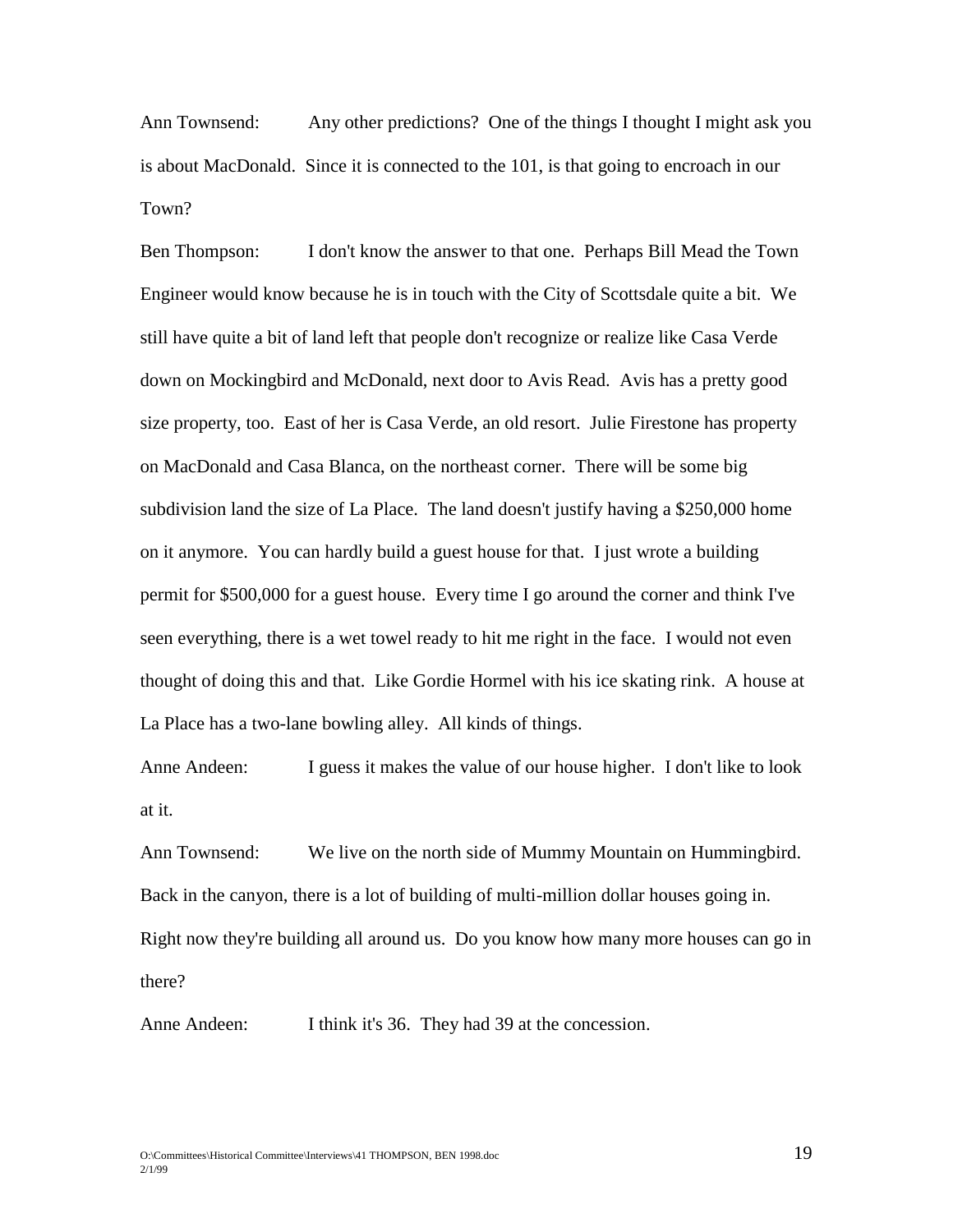Ann Townsend: Any other predictions? One of the things I thought I might ask you is about MacDonald. Since it is connected to the 101, is that going to encroach in our Town?

Ben Thompson: I don't know the answer to that one. Perhaps Bill Mead the Town Engineer would know because he is in touch with the City of Scottsdale quite a bit. We still have quite a bit of land left that people don't recognize or realize like Casa Verde down on Mockingbird and McDonald, next door to Avis Read. Avis has a pretty good size property, too. East of her is Casa Verde, an old resort. Julie Firestone has property on MacDonald and Casa Blanca, on the northeast corner. There will be some big subdivision land the size of La Place. The land doesn't justify having a $250,000 home on it anymore. You can hardly build a guest house for that. I just wrote a building permit for $500,000 for a guest house. Every time I go around the corner and think I've seen everything, there is a wet towel ready to hit me right in the face. I would not even thought of doing this and that. Like Gordie Hormel with his ice skating rink. A house at La Place has a two-lane bowling alley. All kinds of things.

Anne Andeen: I guess it makes the value of our house higher. I don't like to look at it.

Ann Townsend: We live on the north side of Mummy Mountain on Hummingbird. Back in the canyon, there is a lot of building of multi-million dollar houses going in. Right now they're building all around us. Do you know how many more houses can go in there?

Anne Andeen: I think it's 36. They had 39 at the concession.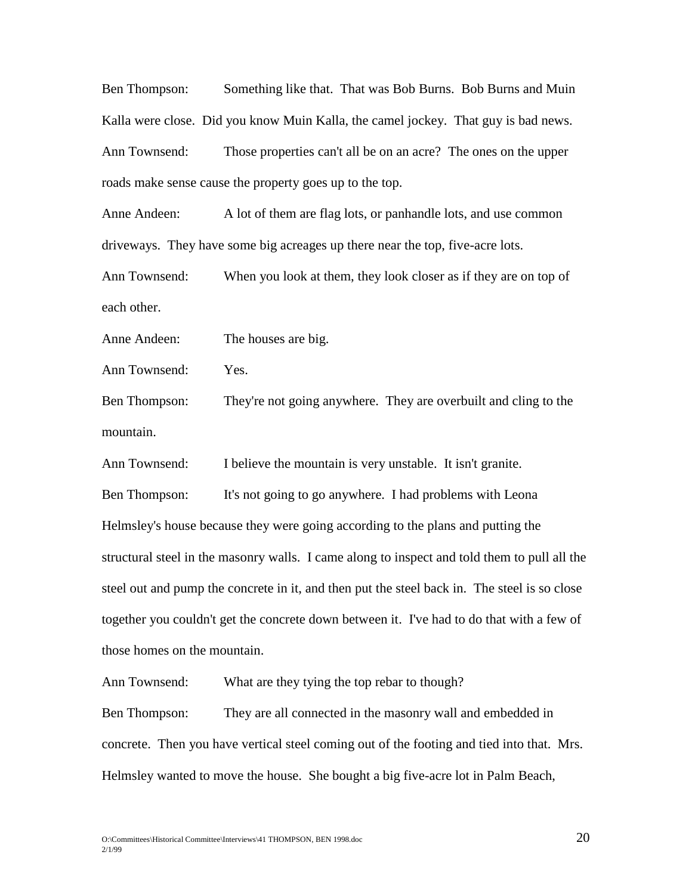Ben Thompson: Something like that. That was Bob Burns. Bob Burns and Muin Kalla were close. Did you know Muin Kalla, the camel jockey. That guy is bad news.

Ann Townsend: Those properties can't all be on an acre? The ones on the upper roads make sense cause the property goes up to the top.

Anne Andeen: A lot of them are flag lots, or panhandle lots, and use common driveways. They have some big acreages up there near the top, five-acre lots.

Ann Townsend: When you look at them, they look closer as if they are on top of each other.

Anne Andeen: The houses are big.

Ann Townsend: Yes.

Ben Thompson: They're not going anywhere. They are overbuilt and cling to the mountain.

Ann Townsend: I believe the mountain is very unstable. It isn't granite.

Ben Thompson: It's not going to go anywhere. I had problems with Leona Helmsley's house because they were going according to the plans and putting the structural steel in the masonry walls. I came along to inspect and told them to pull all the steel out and pump the concrete in it, and then put the steel back in. The steel is so close together you couldn't get the concrete down between it. I've had to do that with a few of those homes on the mountain.

Ann Townsend: What are they tying the top rebar to though?

Ben Thompson: They are all connected in the masonry wall and embedded in concrete. Then you have vertical steel coming out of the footing and tied into that. Mrs. Helmsley wanted to move the house. She bought a big five-acre lot in Palm Beach,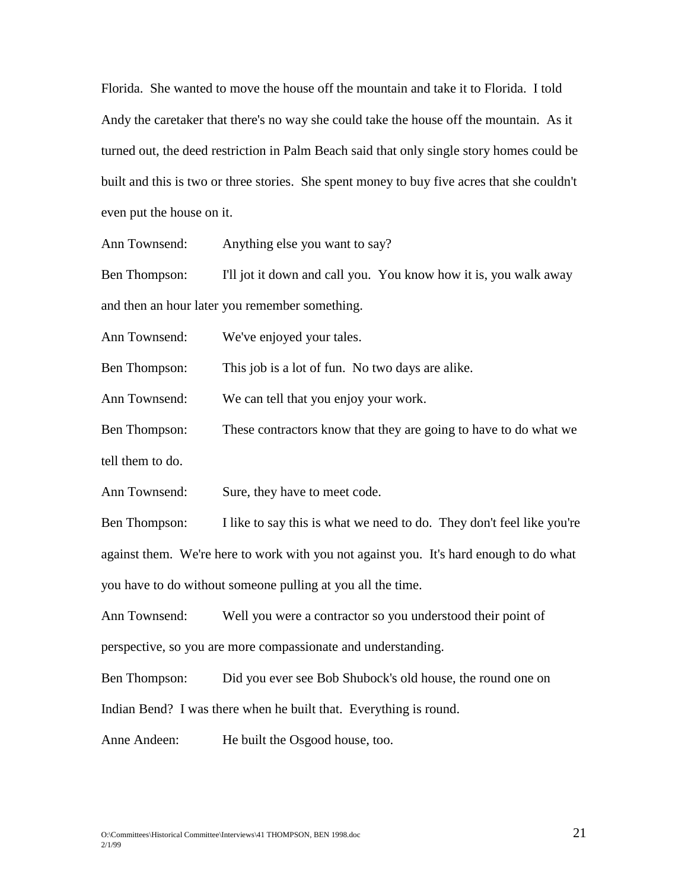Florida. She wanted to move the house off the mountain and take it to Florida. I told Andy the caretaker that there's no way she could take the house off the mountain. As it turned out, the deed restriction in Palm Beach said that only single story homes could be built and this is two or three stories. She spent money to buy five acres that she couldn't even put the house on it.

Ann Townsend: Anything else you want to say?

Ben Thompson: I'll jot it down and call you. You know how it is, you walk away and then an hour later you remember something.

Ann Townsend: We've enjoyed your tales.

Ben Thompson: This job is a lot of fun. No two days are alike.

Ann Townsend: We can tell that you enjoy your work.

Ben Thompson: These contractors know that they are going to have to do what we tell them to do.

Ann Townsend: Sure, they have to meet code.

Ben Thompson: I like to say this is what we need to do. They don't feel like you're against them. We're here to work with you not against you. It's hard enough to do what you have to do without someone pulling at you all the time.

Ann Townsend: Well you were a contractor so you understood their point of perspective, so you are more compassionate and understanding.

Ben Thompson: Did you ever see Bob Shubock's old house, the round one on Indian Bend? I was there when he built that. Everything is round.

Anne Andeen: He built the Osgood house, too.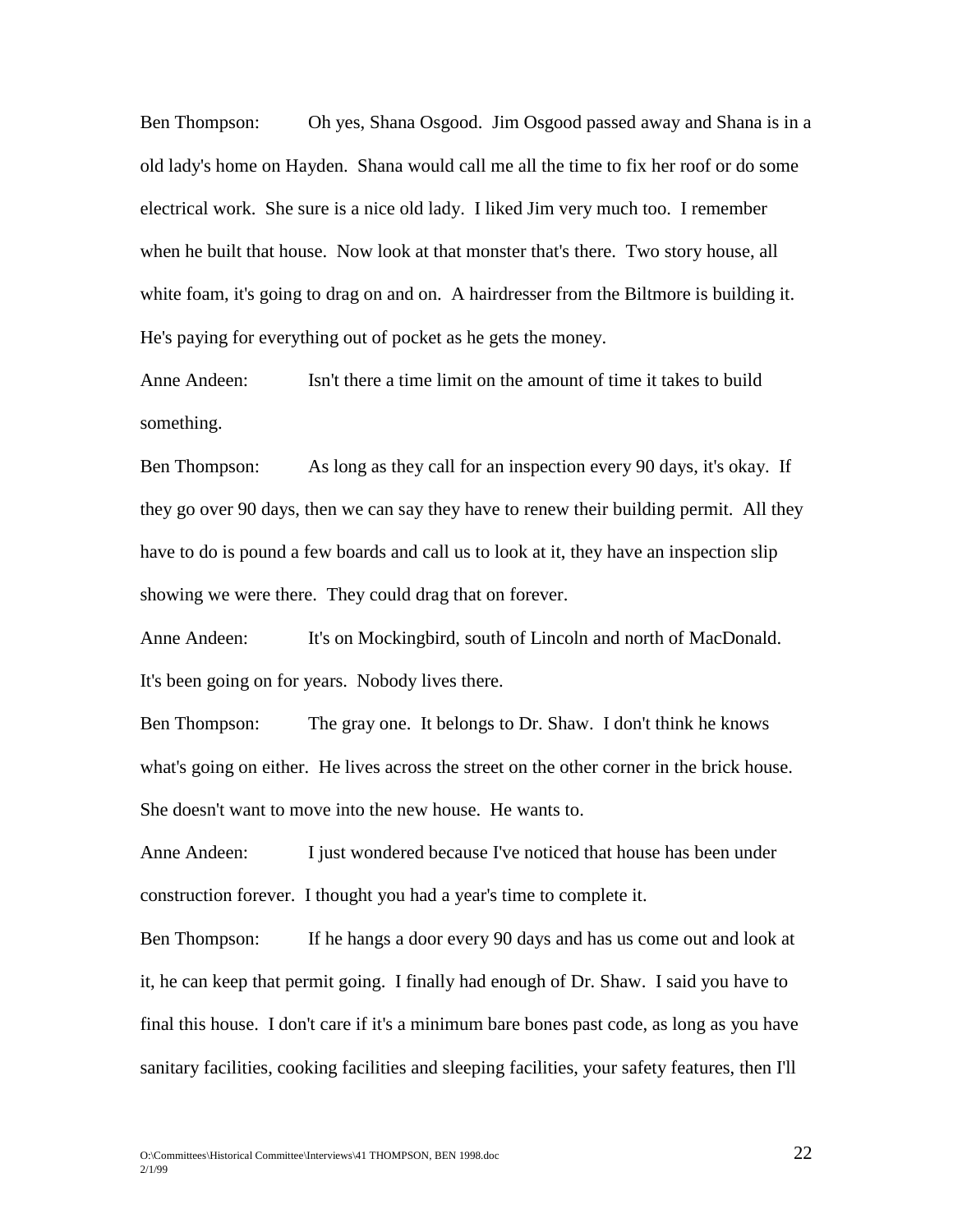Ben Thompson: Oh yes, Shana Osgood. Jim Osgood passed away and Shana is in a old lady's home on Hayden. Shana would call me all the time to fix her roof or do some electrical work. She sure is a nice old lady. I liked Jim very much too. I remember when he built that house. Now look at that monster that's there. Two story house, all white foam, it's going to drag on and on. A hairdresser from the Biltmore is building it. He's paying for everything out of pocket as he gets the money.

Anne Andeen: Isn't there a time limit on the amount of time it takes to build something.

Ben Thompson: As long as they call for an inspection every 90 days, it's okay. If they go over 90 days, then we can say they have to renew their building permit. All they have to do is pound a few boards and call us to look at it, they have an inspection slip showing we were there. They could drag that on forever.

Anne Andeen: It's on Mockingbird, south of Lincoln and north of MacDonald. It's been going on for years. Nobody lives there.

Ben Thompson: The gray one. It belongs to Dr. Shaw. I don't think he knows what's going on either. He lives across the street on the other corner in the brick house. She doesn't want to move into the new house. He wants to.

Anne Andeen: I just wondered because I've noticed that house has been under construction forever. I thought you had a year's time to complete it.

Ben Thompson: If he hangs a door every 90 days and has us come out and look at it, he can keep that permit going. I finally had enough of Dr. Shaw. I said you have to final this house. I don't care if it's a minimum bare bones past code, as long as you have sanitary facilities, cooking facilities and sleeping facilities, your safety features, then I'll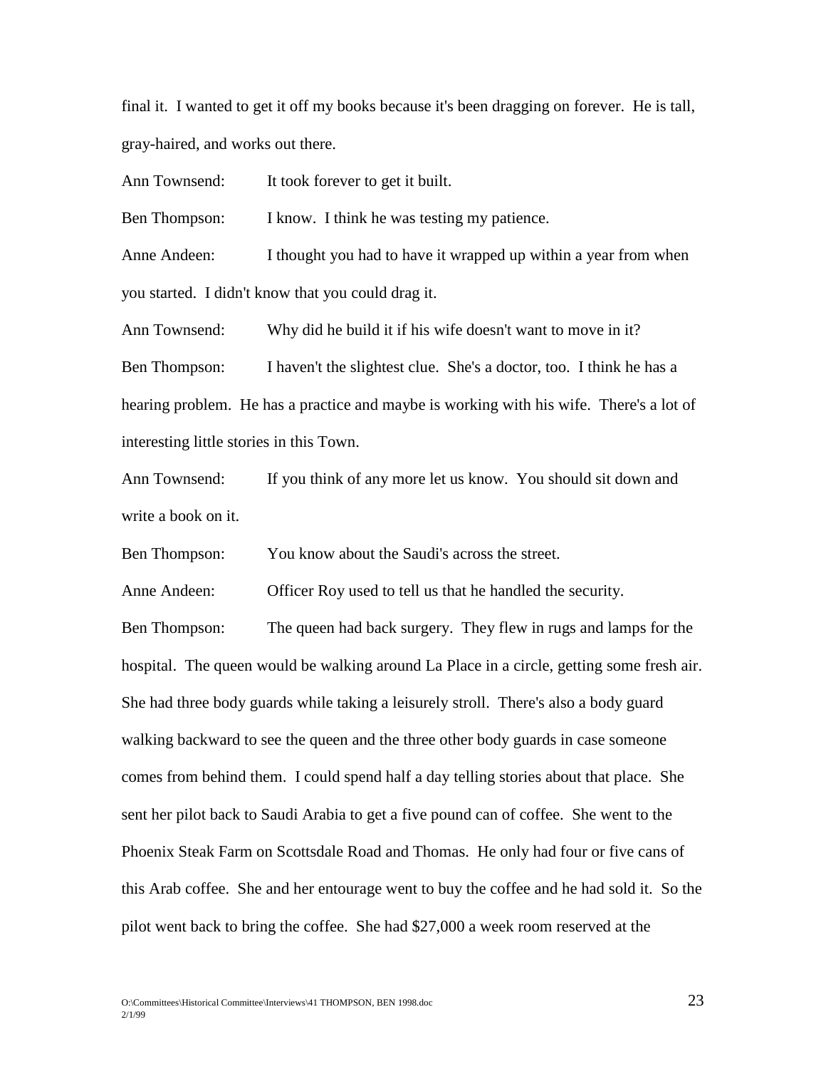final it. I wanted to get it off my books because it's been dragging on forever. He is tall, gray-haired, and works out there.

Ann Townsend: It took forever to get it built.

Ben Thompson: I know. I think he was testing my patience.

Anne Andeen: I thought you had to have it wrapped up within a year from when you started. I didn't know that you could drag it.

Ann Townsend: Why did he build it if his wife doesn't want to move in it?

Ben Thompson: I haven't the slightest clue. She's a doctor, too. I think he has a hearing problem. He has a practice and maybe is working with his wife. There's a lot of interesting little stories in this Town.

Ann Townsend: If you think of any more let us know. You should sit down and write a book on it.

Ben Thompson: You know about the Saudi's across the street.

Anne Andeen: Officer Roy used to tell us that he handled the security.

Ben Thompson: The queen had back surgery. They flew in rugs and lamps for the hospital. The queen would be walking around La Place in a circle, getting some fresh air. She had three body guards while taking a leisurely stroll. There's also a body guard walking backward to see the queen and the three other body guards in case someone comes from behind them. I could spend half a day telling stories about that place. She sent her pilot back to Saudi Arabia to get a five pound can of coffee. She went to the Phoenix Steak Farm on Scottsdale Road and Thomas. He only had four or five cans of this Arab coffee. She and her entourage went to buy the coffee and he had sold it. So the pilot went back to bring the coffee. She had $27,000 a week room reserved at the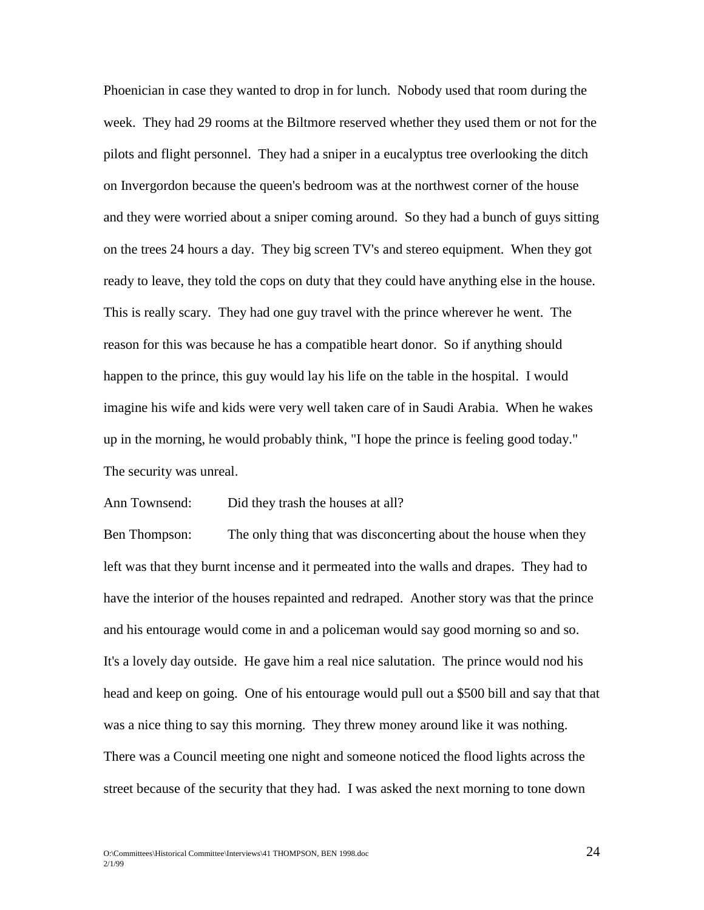Phoenician in case they wanted to drop in for lunch. Nobody used that room during the week. They had 29 rooms at the Biltmore reserved whether they used them or not for the pilots and flight personnel. They had a sniper in a eucalyptus tree overlooking the ditch on Invergordon because the queen's bedroom was at the northwest corner of the house and they were worried about a sniper coming around. So they had a bunch of guys sitting on the trees 24 hours a day. They big screen TV's and stereo equipment. When they got ready to leave, they told the cops on duty that they could have anything else in the house. This is really scary. They had one guy travel with the prince wherever he went. The reason for this was because he has a compatible heart donor. So if anything should happen to the prince, this guy would lay his life on the table in the hospital. I would imagine his wife and kids were very well taken care of in Saudi Arabia. When he wakes up in the morning, he would probably think, "I hope the prince is feeling good today." The security was unreal.

Ann Townsend: Did they trash the houses at all?

Ben Thompson: The only thing that was disconcerting about the house when they left was that they burnt incense and it permeated into the walls and drapes. They had to have the interior of the houses repainted and redraped. Another story was that the prince and his entourage would come in and a policeman would say good morning so and so. It's a lovely day outside. He gave him a real nice salutation. The prince would nod his head and keep on going. One of his entourage would pull out a $500 bill and say that that was a nice thing to say this morning. They threw money around like it was nothing. There was a Council meeting one night and someone noticed the flood lights across the street because of the security that they had. I was asked the next morning to tone down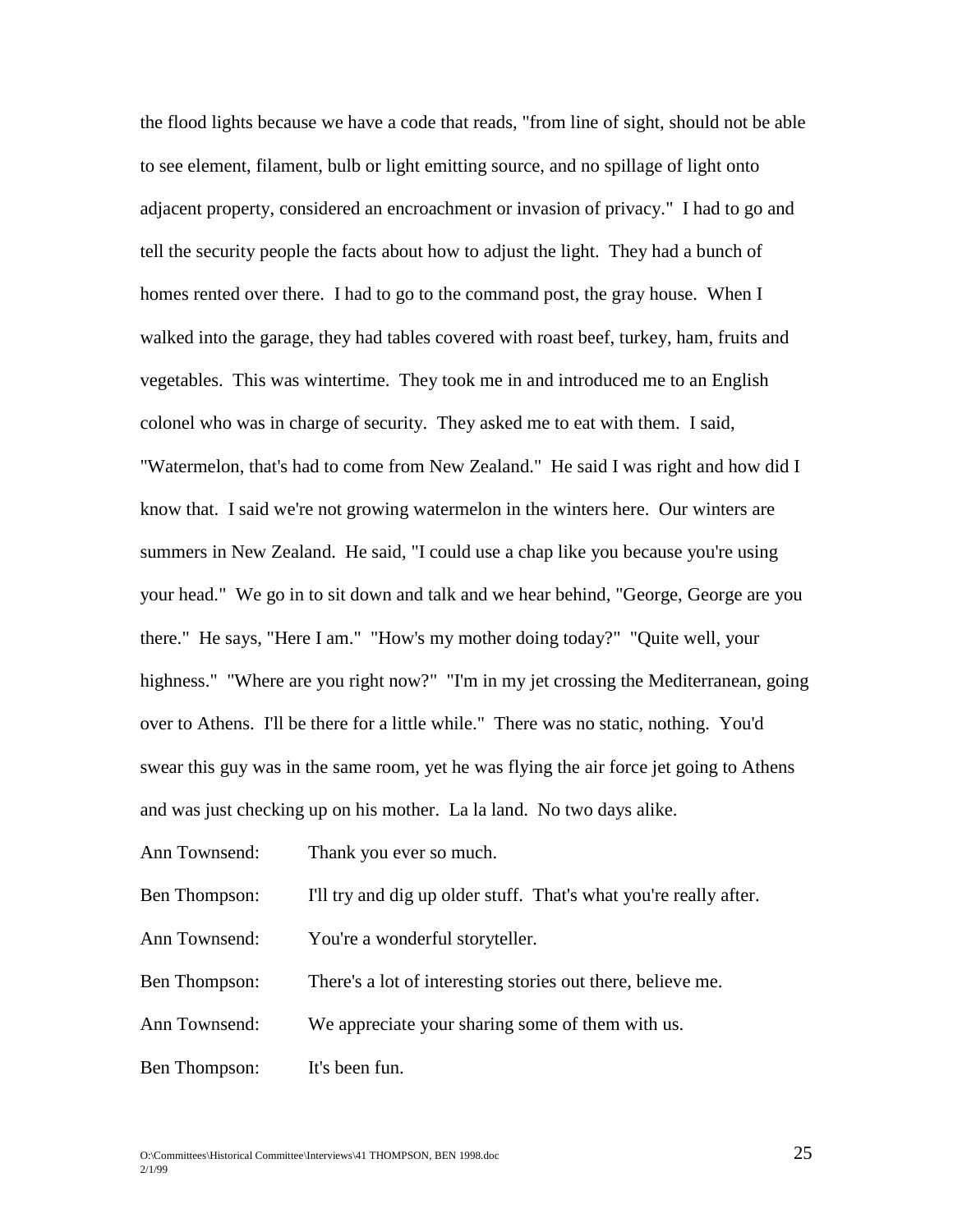the flood lights because we have a code that reads, "from line of sight, should not be able to see element, filament, bulb or light emitting source, and no spillage of light onto adjacent property, considered an encroachment or invasion of privacy." I had to go and tell the security people the facts about how to adjust the light. They had a bunch of homes rented over there. I had to go to the command post, the gray house. When I walked into the garage, they had tables covered with roast beef, turkey, ham, fruits and vegetables. This was wintertime. They took me in and introduced me to an English colonel who was in charge of security. They asked me to eat with them. I said, "Watermelon, that's had to come from New Zealand." He said I was right and how did I know that. I said we're not growing watermelon in the winters here. Our winters are summers in New Zealand. He said, "I could use a chap like you because you're using your head." We go in to sit down and talk and we hear behind, "George, George are you there." He says, "Here I am." "How's my mother doing today?" "Quite well, your highness." "Where are you right now?" "I'm in my jet crossing the Mediterranean, going over to Athens. I'll be there for a little while." There was no static, nothing. You'd swear this guy was in the same room, yet he was flying the air force jet going to Athens and was just checking up on his mother. La la land. No two days alike.

Ann Townsend: Thank you ever so much.

Ben Thompson: I'll try and dig up older stuff. That's what you're really after.

Ann Townsend: You're a wonderful storyteller.

Ben Thompson: There's a lot of interesting stories out there, believe me.

Ann Townsend: We appreciate your sharing some of them with us.

Ben Thompson: It's been fun.